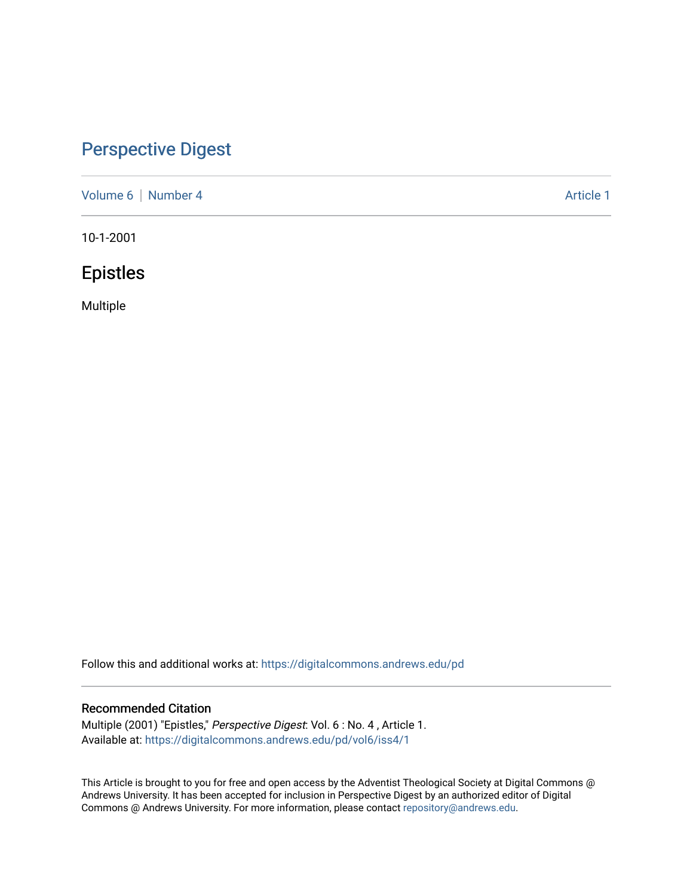# Perspective Digest

Volume 6 | Number 4 Article 1

10-1-2001

## Epistles

Multiple

Follow this and additional works at: https://digitalcommons.andrews.edu/pd

### Recommended Citation

Multiple (2001) "Epistles," *Perspective Digest*: Vol. 6 : No. 4 , Article 1.
Available at: https://digitalcommons.andrews.edu/pd/vol6/iss4/1

This Article is brought to you for free and open access by the Adventist Theological Society at Digital Commons @ Andrews University. It has been accepted for inclusion in Perspective Digest by an authorized editor of Digital Commons @ Andrews University. For more information, please contact repository@andrews.edu.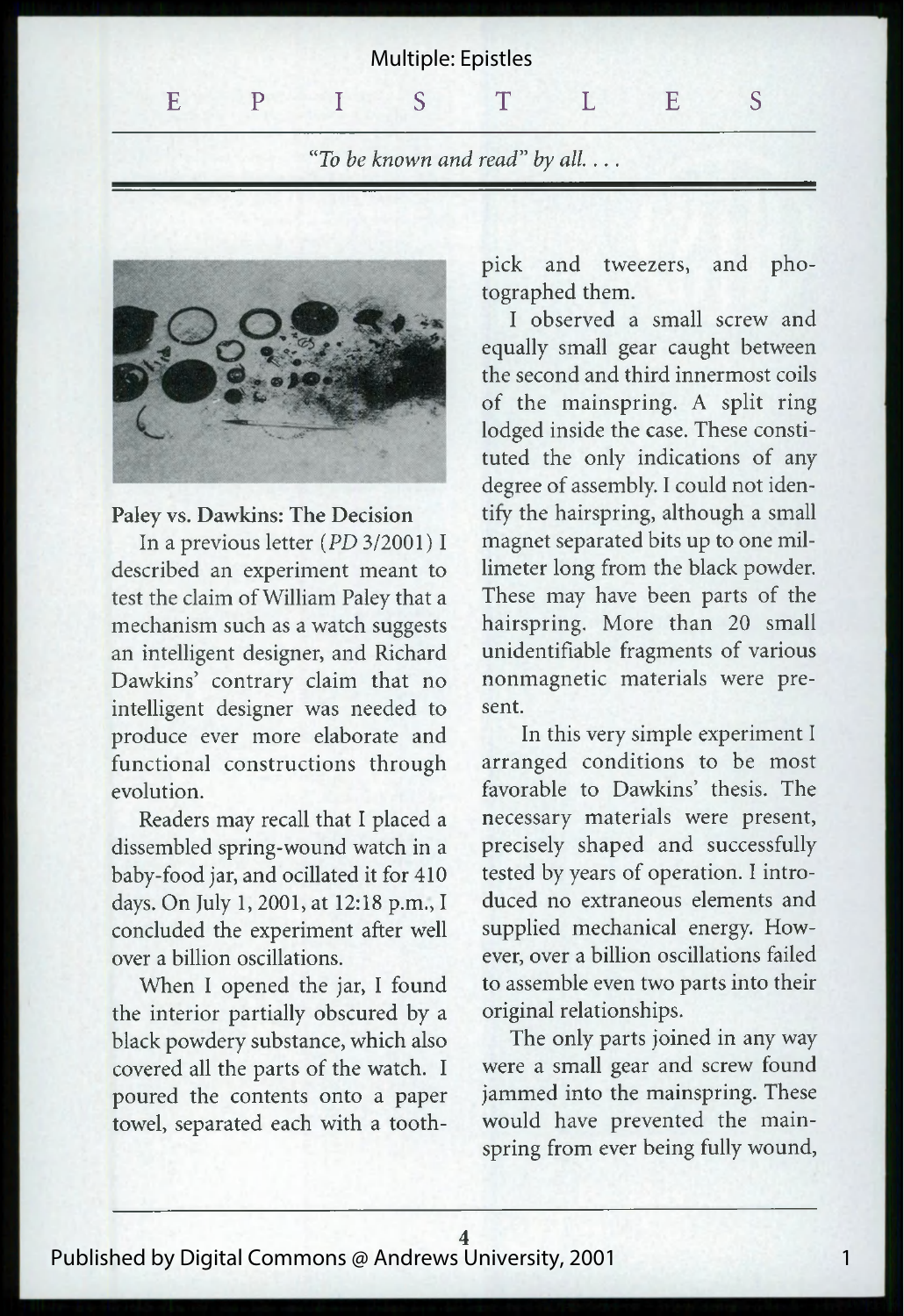# EPISTLES

*"To be known and read" by all. . . .*

### Paley vs. Dawkins: The Decision

In a previous letter (*PD* 3/2001) I described an experiment meant to test the claim of William Paley that a mechanism such as a watch suggests an intelligent designer, and Richard Dawkins' contrary claim that no intelligent designer was needed to produce ever more elaborate and functional constructions through evolution.

Readers may recall that I placed a dissembled spring-wound watch in a baby-food jar, and ocillated it for 410 days. On July 1, 2001, at 12:18 p.m., I concluded the experiment after well over a billion oscillations.

When I opened the jar, I found the interior partially obscured by a black powdery substance, which also covered all the parts of the watch. I poured the contents onto a paper towel, separated each with a toothpick and tweezers, and photographed them.

I observed a small screw and equally small gear caught between the second and third innermost coils of the mainspring. A split ring lodged inside the case. These constituted the only indications of any degree of assembly. I could not identify the hairspring, although a small magnet separated bits up to one millimeter long from the black powder. These may have been parts of the hairspring. More than 20 small unidentifiable fragments of various nonmagnetic materials were present.

In this very simple experiment I arranged conditions to be most favorable to Dawkins' thesis. The necessary materials were present, precisely shaped and successfully tested by years of operation. I introduced no extraneous elements and supplied mechanical energy. However, over a billion oscillations failed to assemble even two parts into their original relationships.

The only parts joined in any way were a small gear and screw found jammed into the mainspring. These would have prevented the mainspring from ever being fully wound,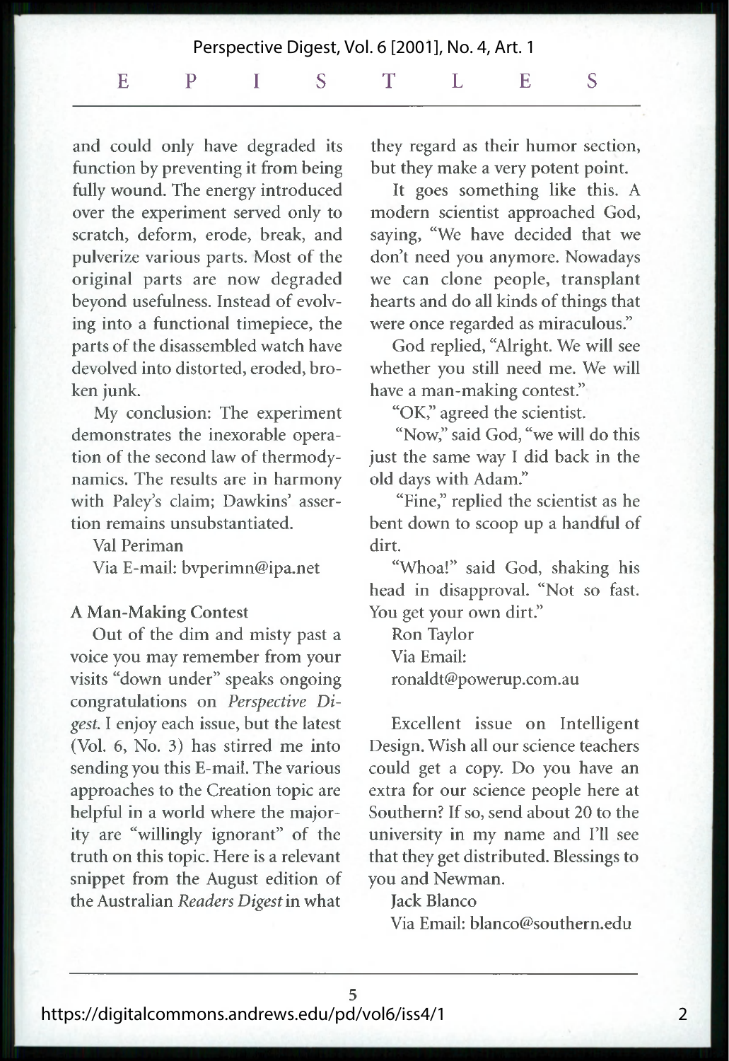and could only have degraded its function by preventing it from being fully wound. The energy introduced over the experiment served only to scratch, deform, erode, break, and pulverize various parts. Most of the original parts are now degraded beyond usefulness. Instead of evolving into a functional timepiece, the parts of the disassembled watch have devolved into distorted, eroded, broken junk.

My conclusion: The experiment demonstrates the inexorable operation of the second law of thermodynamics. The results are in harmony with Paley's claim; Dawkins' assertion remains unsubstantiated.

Val Periman
Via E-mail: bvperimn@ipa.net

**A Man-Making Contest**

Out of the dim and misty past a voice you may remember from your visits "down under" speaks ongoing congratulations on *Perspective Digest*. I enjoy each issue, but the latest (Vol. 6, No. 3) has stirred me into sending you this E-mail. The various approaches to the Creation topic are helpful in a world where the majority are "willingly ignorant" of the truth on this topic. Here is a relevant snippet from the August edition of the Australian *Readers Digest* in what they regard as their humor section, but they make a very potent point.

It goes something like this. A modern scientist approached God, saying, "We have decided that we don't need you anymore. Nowadays we can clone people, transplant hearts and do all kinds of things that were once regarded as miraculous."

God replied, "Alright. We will see whether you still need me. We will have a man-making contest."

"OK," agreed the scientist.

"Now," said God, "we will do this just the same way I did back in the old days with Adam."

"Fine," replied the scientist as he bent down to scoop up a handful of dirt.

"Whoa!" said God, shaking his head in disapproval. "Not so fast. You get your own dirt."

Ron Taylor
Via Email:
ronaldt@powerup.com.au

Excellent issue on Intelligent Design. Wish all our science teachers could get a copy. Do you have an extra for our science people here at Southern? If so, send about 20 to the university in my name and I'll see that they get distributed. Blessings to you and Newman.

Jack Blanco
Via Email: blanco@southern.edu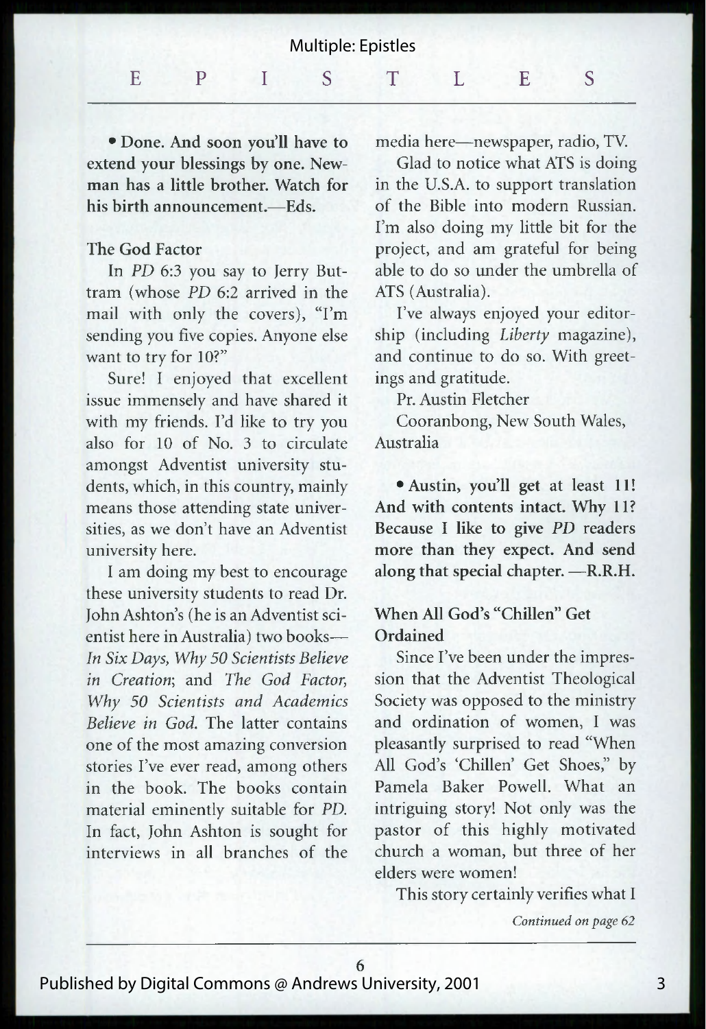• **Done. And soon you'll have to extend your blessings by one. Newman has a little brother. Watch for his birth announcement.—Eds.**

### The God Factor

In *PD* 6:3 you say to Jerry Buttram (whose *PD* 6:2 arrived in the mail with only the covers), "I'm sending you five copies. Anyone else want to try for 10?"

Sure! I enjoyed that excellent issue immensely and have shared it with my friends. I'd like to try you also for 10 of No. 3 to circulate amongst Adventist university students, which, in this country, mainly means those attending state universities, as we don't have an Adventist university here.

I am doing my best to encourage these university students to read Dr. John Ashton's (he is an Adventist scientist here in Australia) two books—*In Six Days, Why 50 Scientists Believe in Creation*; and *The God Factor, Why 50 Scientists and Academics Believe in God.* The latter contains one of the most amazing conversion stories I've ever read, among others in the book. The books contain material eminently suitable for *PD.* In fact, John Ashton is sought for interviews in all branches of the media here—newspaper, radio, TV.

Glad to notice what ATS is doing in the U.S.A. to support translation of the Bible into modern Russian. I'm also doing my little bit for the project, and am grateful for being able to do so under the umbrella of ATS (Australia).

I've always enjoyed your editorship (including *Liberty* magazine), and continue to do so. With greetings and gratitude.

Pr. Austin Fletcher

Cooranbong, New South Wales, Australia

• **Austin, you'll get at least 11! And with contents intact. Why 11? Because I like to give *PD* readers more than they expect. And send along that special chapter. —R.R.H.**

### When All God's "Chillen" Get Ordained

Since I've been under the impression that the Adventist Theological Society was opposed to the ministry and ordination of women, I was pleasantly surprised to read "When All God's 'Chillen' Get Shoes," by Pamela Baker Powell. What an intriguing story! Not only was the pastor of this highly motivated church a woman, but three of her elders were women!

This story certainly verifies what I

*Continued on page 62*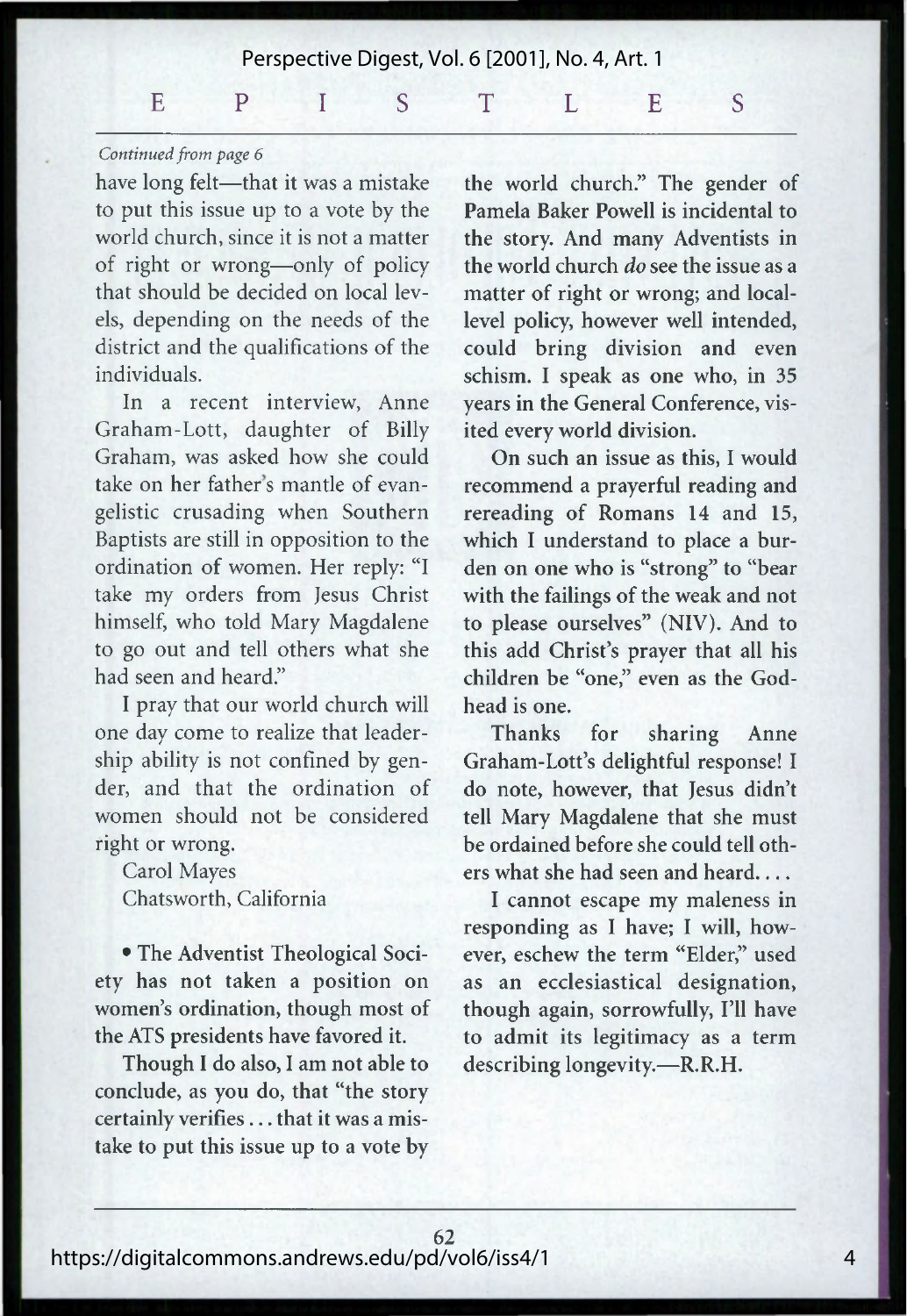# E P I S T L E S

*Continued from page 6*

have long felt—that it was a mistake to put this issue up to a vote by the world church, since it is not a matter of right or wrong—only of policy that should be decided on local levels, depending on the needs of the district and the qualifications of the individuals.

In a recent interview, Anne Graham-Lott, daughter of Billy Graham, was asked how she could take on her father's mantle of evangelistic crusading when Southern Baptists are still in opposition to the ordination of women. Her reply: "I take my orders from Jesus Christ himself, who told Mary Magdalene to go out and tell others what she had seen and heard."

I pray that our world church will one day come to realize that leadership ability is not confined by gender, and that the ordination of women should not be considered right or wrong.

Carol Mayes
Chatsworth, California

**• The Adventist Theological Society has not taken a position on women's ordination, though most of the ATS presidents have favored it.**

**Though I do also, I am not able to conclude, as you do, that "the story certainly verifies . . . that it was a mistake to put this issue up to a vote by the world church." The gender of Pamela Baker Powell is incidental to the story. And many Adventists in the world church *do* see the issue as a matter of right or wrong; and local-level policy, however well intended, could bring division and even schism. I speak as one who, in 35 years in the General Conference, visited every world division.**

**On such an issue as this, I would recommend a prayerful reading and rereading of Romans 14 and 15, which I understand to place a burden on one who is "strong" to "bear with the failings of the weak and not to please ourselves" (NIV). And to this add Christ's prayer that all his children be "one," even as the Godhead is one.**

**Thanks for sharing Anne Graham-Lott's delightful response! I do note, however, that Jesus didn't tell Mary Magdalene that she must be ordained before she could tell others what she had seen and heard. . . .**

**I cannot escape my maleness in responding as I have; I will, however, eschew the term "Elder," used as an ecclesiastical designation, though again, sorrowfully, I'll have to admit its legitimacy as a term describing longevity.—R.R.H.**